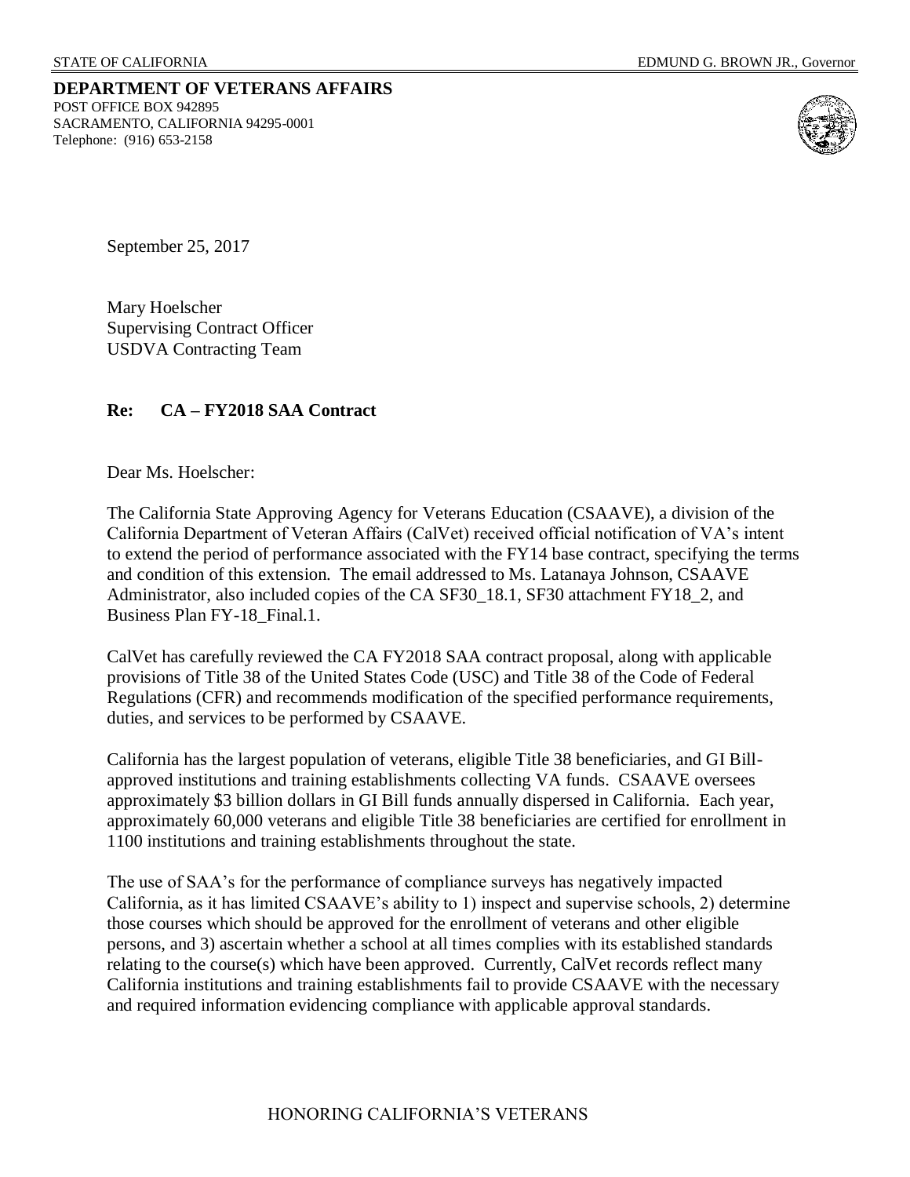STATE OF CALIFORNIA EDMUND G. BROWN JR., Governor

**DEPARTMENT OF VETERANS AFFAIRS**
POST OFFICE BOX 942895
SACRAMENTO, CALIFORNIA 94295-0001
Telephone: (916) 653-2158

September 25, 2017

Mary Hoelscher
Supervising Contract Officer
USDVA Contracting Team

**Re: CA – FY2018 SAA Contract**

Dear Ms. Hoelscher:

The California State Approving Agency for Veterans Education (CSAAVE), a division of the California Department of Veteran Affairs (CalVet) received official notification of VA's intent to extend the period of performance associated with the FY14 base contract, specifying the terms and condition of this extension. The email addressed to Ms. Latanaya Johnson, CSAAVE Administrator, also included copies of the CA SF30_18.1, SF30 attachment FY18_2, and Business Plan FY-18_Final.1.

CalVet has carefully reviewed the CA FY2018 SAA contract proposal, along with applicable provisions of Title 38 of the United States Code (USC) and Title 38 of the Code of Federal Regulations (CFR) and recommends modification of the specified performance requirements, duties, and services to be performed by CSAAVE.

California has the largest population of veterans, eligible Title 38 beneficiaries, and GI Bill-approved institutions and training establishments collecting VA funds. CSAAVE oversees approximately $3 billion dollars in GI Bill funds annually dispersed in California. Each year, approximately 60,000 veterans and eligible Title 38 beneficiaries are certified for enrollment in 1100 institutions and training establishments throughout the state.

The use of SAA's for the performance of compliance surveys has negatively impacted California, as it has limited CSAAVE's ability to 1) inspect and supervise schools, 2) determine those courses which should be approved for the enrollment of veterans and other eligible persons, and 3) ascertain whether a school at all times complies with its established standards relating to the course(s) which have been approved. Currently, CalVet records reflect many California institutions and training establishments fail to provide CSAAVE with the necessary and required information evidencing compliance with applicable approval standards.

HONORING CALIFORNIA'S VETERANS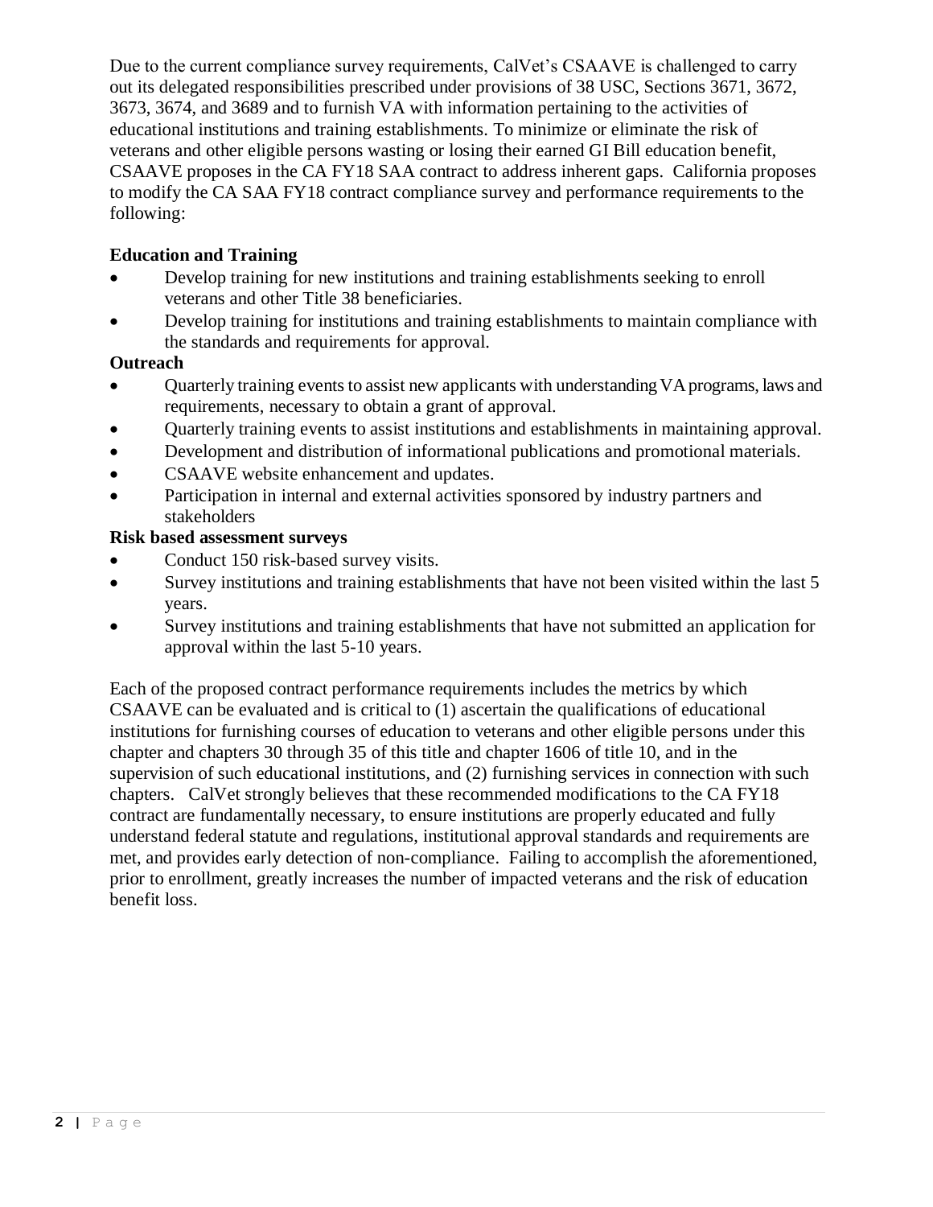Due to the current compliance survey requirements, CalVet's CSAAVE is challenged to carry out its delegated responsibilities prescribed under provisions of 38 USC, Sections 3671, 3672, 3673, 3674, and 3689 and to furnish VA with information pertaining to the activities of educational institutions and training establishments. To minimize or eliminate the risk of veterans and other eligible persons wasting or losing their earned GI Bill education benefit, CSAAVE proposes in the CA FY18 SAA contract to address inherent gaps. California proposes to modify the CA SAA FY18 contract compliance survey and performance requirements to the following:

**Education and Training**

- Develop training for new institutions and training establishments seeking to enroll veterans and other Title 38 beneficiaries.
- Develop training for institutions and training establishments to maintain compliance with the standards and requirements for approval.

**Outreach**

- Quarterly training events to assist new applicants with understanding VA programs, laws and requirements, necessary to obtain a grant of approval.
- Quarterly training events to assist institutions and establishments in maintaining approval.
- Development and distribution of informational publications and promotional materials.
- CSAAVE website enhancement and updates.
- Participation in internal and external activities sponsored by industry partners and stakeholders

**Risk based assessment surveys**

- Conduct 150 risk-based survey visits.
- Survey institutions and training establishments that have not been visited within the last 5 years.
- Survey institutions and training establishments that have not submitted an application for approval within the last 5-10 years.

Each of the proposed contract performance requirements includes the metrics by which CSAAVE can be evaluated and is critical to (1) ascertain the qualifications of educational institutions for furnishing courses of education to veterans and other eligible persons under this chapter and chapters 30 through 35 of this title and chapter 1606 of title 10, and in the supervision of such educational institutions, and (2) furnishing services in connection with such chapters. CalVet strongly believes that these recommended modifications to the CA FY18 contract are fundamentally necessary, to ensure institutions are properly educated and fully understand federal statute and regulations, institutional approval standards and requirements are met, and provides early detection of non-compliance. Failing to accomplish the aforementioned, prior to enrollment, greatly increases the number of impacted veterans and the risk of education benefit loss.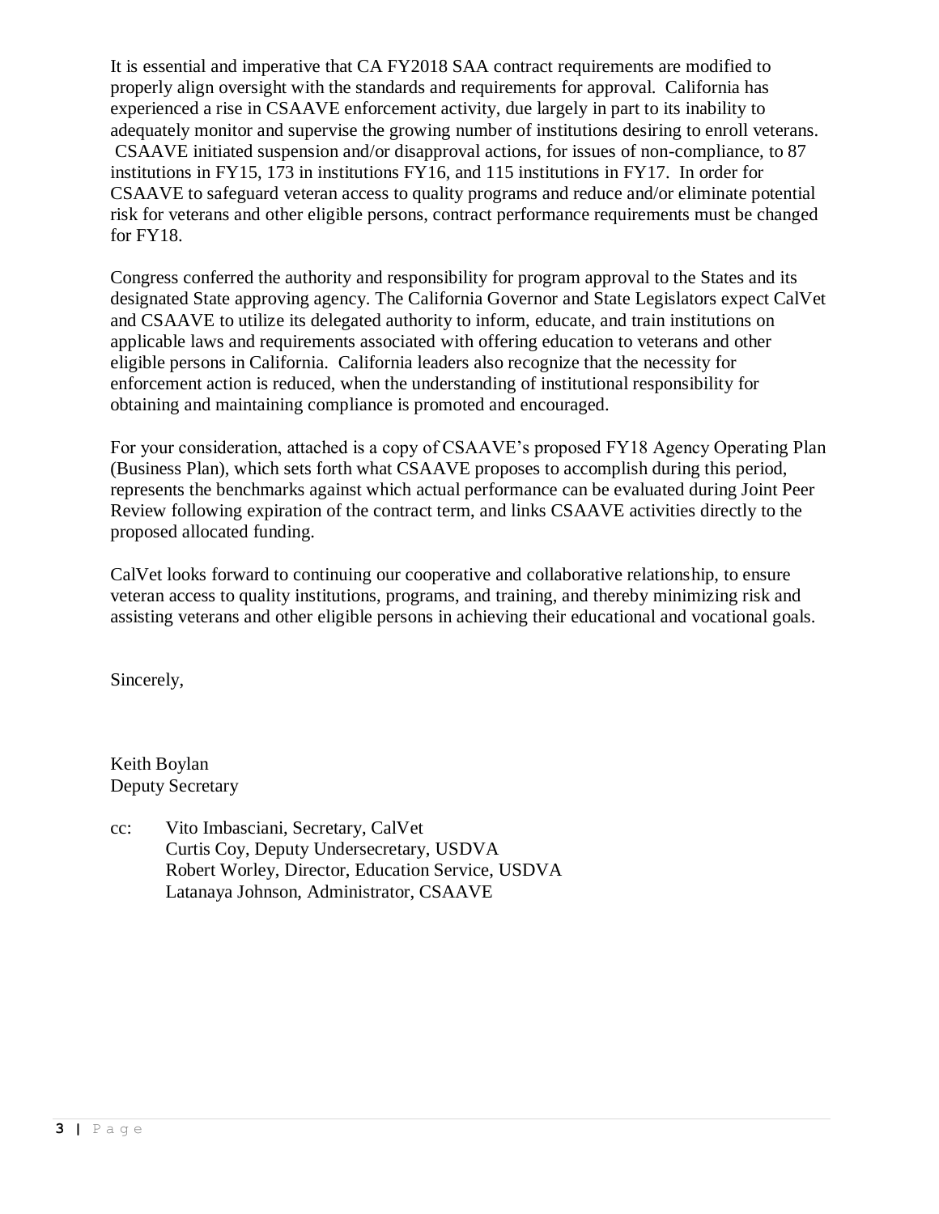It is essential and imperative that CA FY2018 SAA contract requirements are modified to properly align oversight with the standards and requirements for approval. California has experienced a rise in CSAAVE enforcement activity, due largely in part to its inability to adequately monitor and supervise the growing number of institutions desiring to enroll veterans. CSAAVE initiated suspension and/or disapproval actions, for issues of non-compliance, to 87 institutions in FY15, 173 in institutions FY16, and 115 institutions in FY17. In order for CSAAVE to safeguard veteran access to quality programs and reduce and/or eliminate potential risk for veterans and other eligible persons, contract performance requirements must be changed for FY18.

Congress conferred the authority and responsibility for program approval to the States and its designated State approving agency. The California Governor and State Legislators expect CalVet and CSAAVE to utilize its delegated authority to inform, educate, and train institutions on applicable laws and requirements associated with offering education to veterans and other eligible persons in California. California leaders also recognize that the necessity for enforcement action is reduced, when the understanding of institutional responsibility for obtaining and maintaining compliance is promoted and encouraged.

For your consideration, attached is a copy of CSAAVE's proposed FY18 Agency Operating Plan (Business Plan), which sets forth what CSAAVE proposes to accomplish during this period, represents the benchmarks against which actual performance can be evaluated during Joint Peer Review following expiration of the contract term, and links CSAAVE activities directly to the proposed allocated funding.

CalVet looks forward to continuing our cooperative and collaborative relationship, to ensure veteran access to quality institutions, programs, and training, and thereby minimizing risk and assisting veterans and other eligible persons in achieving their educational and vocational goals.

Sincerely,

Keith Boylan
Deputy Secretary

cc: Vito Imbasciani, Secretary, CalVet
Curtis Coy, Deputy Undersecretary, USDVA
Robert Worley, Director, Education Service, USDVA
Latanaya Johnson, Administrator, CSAAVE